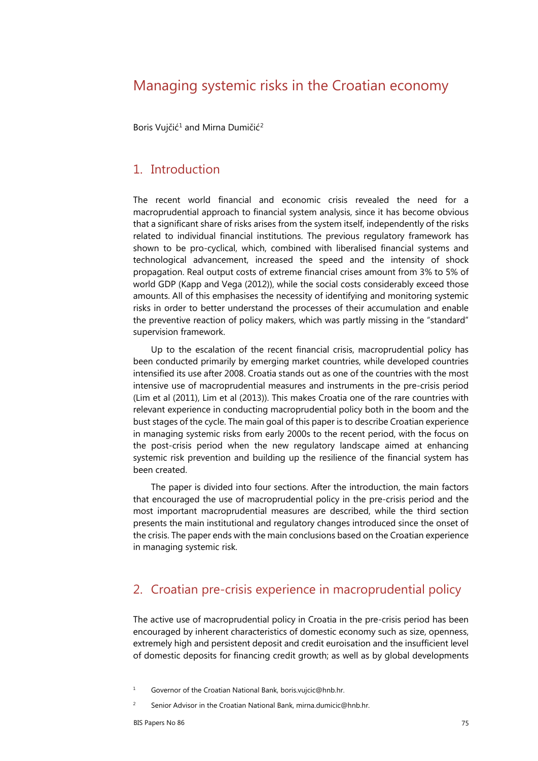# Managing systemic risks in the Croatian economy

Boris Vujčić[1] and Mirna Dumičić[2]

## 1. Introduction

The recent world financial and economic crisis revealed the need for a macroprudential approach to financial system analysis, since it has become obvious that a significant share of risks arises from the system itself, independently of the risks related to individual financial institutions. The previous regulatory framework has shown to be pro-cyclical, which, combined with liberalised financial systems and technological advancement, increased the speed and the intensity of shock propagation. Real output costs of extreme financial crises amount from 3% to 5% of world GDP (Kapp and Vega (2012)), while the social costs considerably exceed those amounts. All of this emphasises the necessity of identifying and monitoring systemic risks in order to better understand the processes of their accumulation and enable the preventive reaction of policy makers, which was partly missing in the "standard" supervision framework.

Up to the escalation of the recent financial crisis, macroprudential policy has been conducted primarily by emerging market countries, while developed countries intensified its use after 2008. Croatia stands out as one of the countries with the most intensive use of macroprudential measures and instruments in the pre-crisis period (Lim et al (2011), Lim et al (2013)). This makes Croatia one of the rare countries with relevant experience in conducting macroprudential policy both in the boom and the bust stages of the cycle. The main goal of this paper is to describe Croatian experience in managing systemic risks from early 2000s to the recent period, with the focus on the post-crisis period when the new regulatory landscape aimed at enhancing systemic risk prevention and building up the resilience of the financial system has been created.

The paper is divided into four sections. After the introduction, the main factors that encouraged the use of macroprudential policy in the pre-crisis period and the most important macroprudential measures are described, while the third section presents the main institutional and regulatory changes introduced since the onset of the crisis. The paper ends with the main conclusions based on the Croatian experience in managing systemic risk.

## 2. Croatian pre-crisis experience in macroprudential policy

The active use of macroprudential policy in Croatia in the pre-crisis period has been encouraged by inherent characteristics of domestic economy such as size, openness, extremely high and persistent deposit and credit euroisation and the insufficient level of domestic deposits for financing credit growth; as well as by global developments

[1] Governor of the Croatian National Bank, boris.vujcic@hnb.hr.

[2] Senior Advisor in the Croatian National Bank, mirna.dumicic@hnb.hr.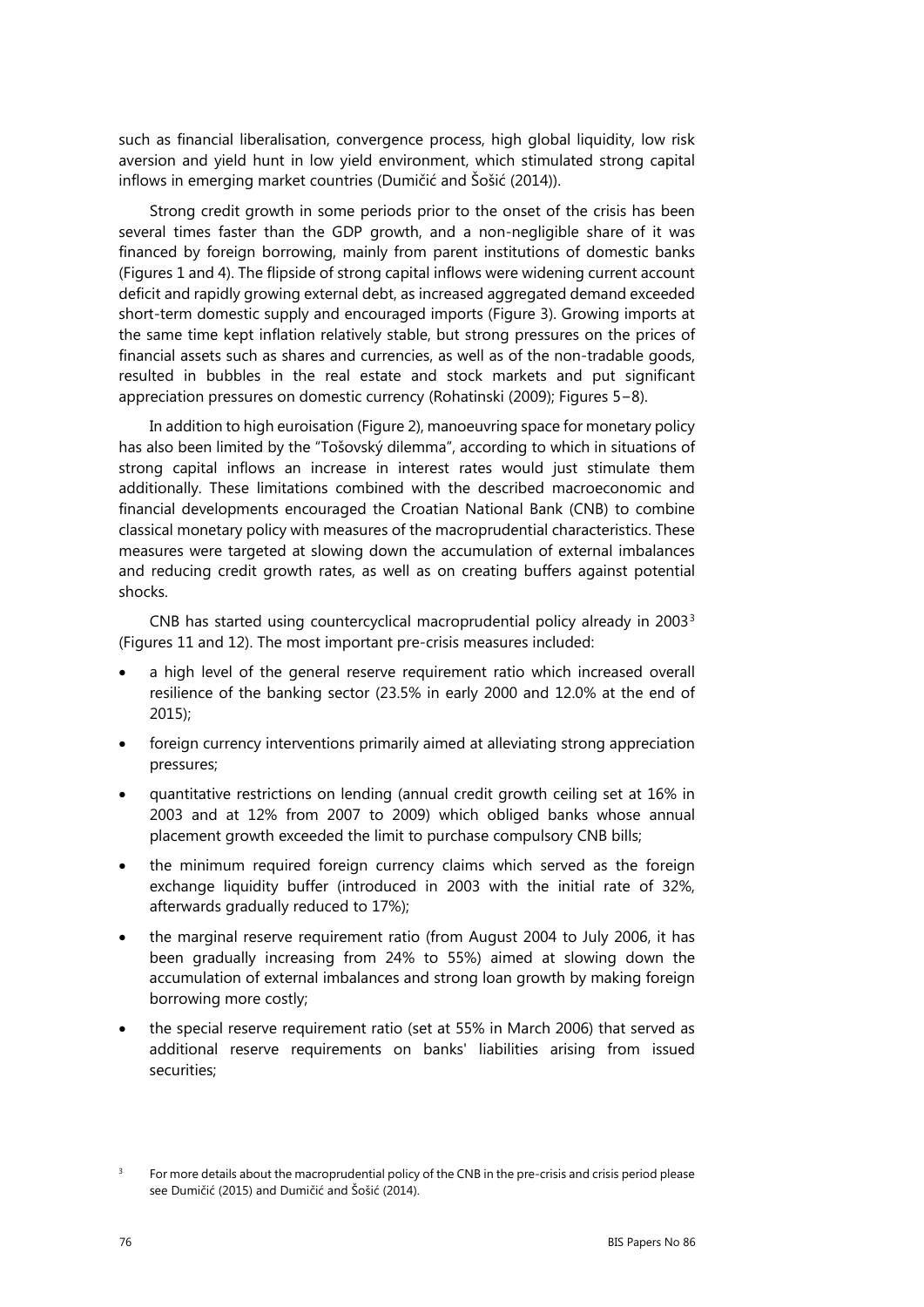such as financial liberalisation, convergence process, high global liquidity, low risk aversion and yield hunt in low yield environment, which stimulated strong capital inflows in emerging market countries (Dumičić and Šošić (2014)).

Strong credit growth in some periods prior to the onset of the crisis has been several times faster than the GDP growth, and a non-negligible share of it was financed by foreign borrowing, mainly from parent institutions of domestic banks (Figures 1 and 4). The flipside of strong capital inflows were widening current account deficit and rapidly growing external debt, as increased aggregated demand exceeded short-term domestic supply and encouraged imports (Figure 3). Growing imports at the same time kept inflation relatively stable, but strong pressures on the prices of financial assets such as shares and currencies, as well as of the non-tradable goods, resulted in bubbles in the real estate and stock markets and put significant appreciation pressures on domestic currency (Rohatinski (2009); Figures 5–8).

In addition to high euroisation (Figure 2), manoeuvring space for monetary policy has also been limited by the "Tošovský dilemma", according to which in situations of strong capital inflows an increase in interest rates would just stimulate them additionally. These limitations combined with the described macroeconomic and financial developments encouraged the Croatian National Bank (CNB) to combine classical monetary policy with measures of the macroprudential characteristics. These measures were targeted at slowing down the accumulation of external imbalances and reducing credit growth rates, as well as on creating buffers against potential shocks.

CNB has started using countercyclical macroprudential policy already in 2003[3] (Figures 11 and 12). The most important pre-crisis measures included:

- a high level of the general reserve requirement ratio which increased overall resilience of the banking sector (23.5% in early 2000 and 12.0% at the end of 2015);
- foreign currency interventions primarily aimed at alleviating strong appreciation pressures;
- quantitative restrictions on lending (annual credit growth ceiling set at 16% in 2003 and at 12% from 2007 to 2009) which obliged banks whose annual placement growth exceeded the limit to purchase compulsory CNB bills;
- the minimum required foreign currency claims which served as the foreign exchange liquidity buffer (introduced in 2003 with the initial rate of 32%, afterwards gradually reduced to 17%);
- the marginal reserve requirement ratio (from August 2004 to July 2006, it has been gradually increasing from 24% to 55%) aimed at slowing down the accumulation of external imbalances and strong loan growth by making foreign borrowing more costly;
- the special reserve requirement ratio (set at 55% in March 2006) that served as additional reserve requirements on banks' liabilities arising from issued securities;

[3] For more details about the macroprudential policy of the CNB in the pre-crisis and crisis period please see Dumičić (2015) and Dumičić and Šošić (2014).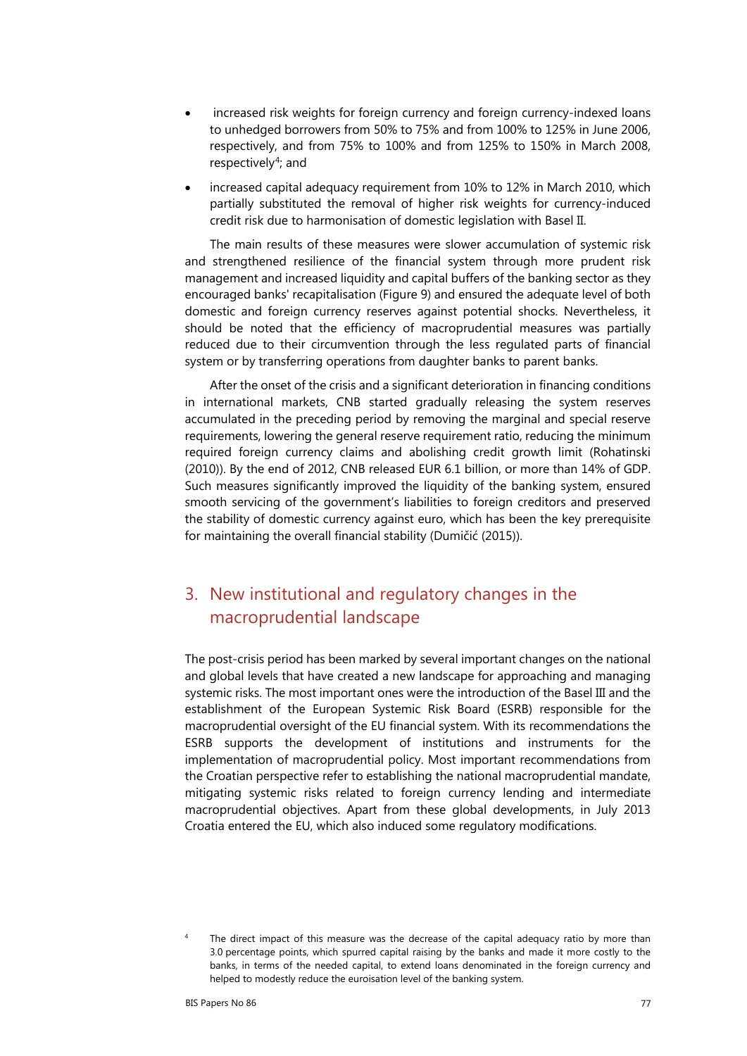- increased risk weights for foreign currency and foreign currency-indexed loans to unhedged borrowers from 50% to 75% and from 100% to 125% in June 2006, respectively, and from 75% to 100% and from 125% to 150% in March 2008, respectively[4]; and
- increased capital adequacy requirement from 10% to 12% in March 2010, which partially substituted the removal of higher risk weights for currency-induced credit risk due to harmonisation of domestic legislation with Basel II.

The main results of these measures were slower accumulation of systemic risk and strengthened resilience of the financial system through more prudent risk management and increased liquidity and capital buffers of the banking sector as they encouraged banks' recapitalisation (Figure 9) and ensured the adequate level of both domestic and foreign currency reserves against potential shocks. Nevertheless, it should be noted that the efficiency of macroprudential measures was partially reduced due to their circumvention through the less regulated parts of financial system or by transferring operations from daughter banks to parent banks.

After the onset of the crisis and a significant deterioration in financing conditions in international markets, CNB started gradually releasing the system reserves accumulated in the preceding period by removing the marginal and special reserve requirements, lowering the general reserve requirement ratio, reducing the minimum required foreign currency claims and abolishing credit growth limit (Rohatinski (2010)). By the end of 2012, CNB released EUR 6.1 billion, or more than 14% of GDP. Such measures significantly improved the liquidity of the banking system, ensured smooth servicing of the government's liabilities to foreign creditors and preserved the stability of domestic currency against euro, which has been the key prerequisite for maintaining the overall financial stability (Dumičić (2015)).

## 3. New institutional and regulatory changes in the macroprudential landscape

The post-crisis period has been marked by several important changes on the national and global levels that have created a new landscape for approaching and managing systemic risks. The most important ones were the introduction of the Basel III and the establishment of the European Systemic Risk Board (ESRB) responsible for the macroprudential oversight of the EU financial system. With its recommendations the ESRB supports the development of institutions and instruments for the implementation of macroprudential policy. Most important recommendations from the Croatian perspective refer to establishing the national macroprudential mandate, mitigating systemic risks related to foreign currency lending and intermediate macroprudential objectives. Apart from these global developments, in July 2013 Croatia entered the EU, which also induced some regulatory modifications.

[4] The direct impact of this measure was the decrease of the capital adequacy ratio by more than 3.0 percentage points, which spurred capital raising by the banks and made it more costly to the banks, in terms of the needed capital, to extend loans denominated in the foreign currency and helped to modestly reduce the euroisation level of the banking system.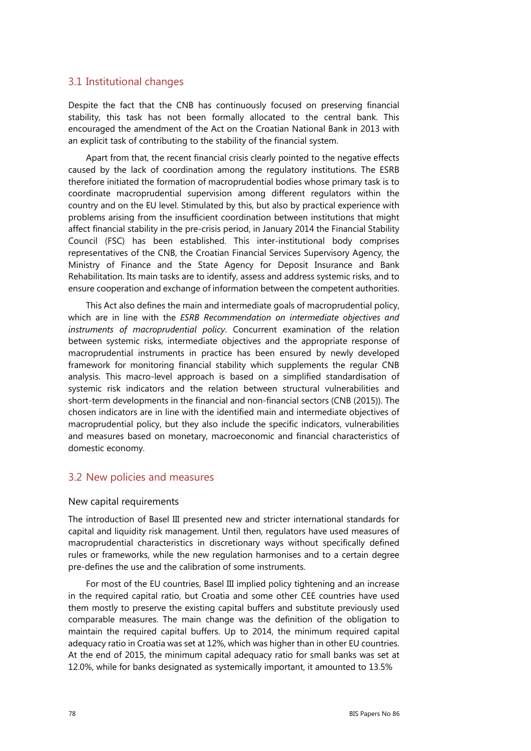## 3.1 Institutional changes

Despite the fact that the CNB has continuously focused on preserving financial stability, this task has not been formally allocated to the central bank. This encouraged the amendment of the Act on the Croatian National Bank in 2013 with an explicit task of contributing to the stability of the financial system.

Apart from that, the recent financial crisis clearly pointed to the negative effects caused by the lack of coordination among the regulatory institutions. The ESRB therefore initiated the formation of macroprudential bodies whose primary task is to coordinate macroprudential supervision among different regulators within the country and on the EU level. Stimulated by this, but also by practical experience with problems arising from the insufficient coordination between institutions that might affect financial stability in the pre-crisis period, in January 2014 the Financial Stability Council (FSC) has been established. This inter-institutional body comprises representatives of the CNB, the Croatian Financial Services Supervisory Agency, the Ministry of Finance and the State Agency for Deposit Insurance and Bank Rehabilitation. Its main tasks are to identify, assess and address systemic risks, and to ensure cooperation and exchange of information between the competent authorities.

This Act also defines the main and intermediate goals of macroprudential policy, which are in line with the *ESRB Recommendation on intermediate objectives and instruments of macroprudential policy*. Concurrent examination of the relation between systemic risks, intermediate objectives and the appropriate response of macroprudential instruments in practice has been ensured by newly developed framework for monitoring financial stability which supplements the regular CNB analysis. This macro-level approach is based on a simplified standardisation of systemic risk indicators and the relation between structural vulnerabilities and short-term developments in the financial and non-financial sectors (CNB (2015)). The chosen indicators are in line with the identified main and intermediate objectives of macroprudential policy, but they also include the specific indicators, vulnerabilities and measures based on monetary, macroeconomic and financial characteristics of domestic economy.

## 3.2 New policies and measures

### New capital requirements

The introduction of Basel III presented new and stricter international standards for capital and liquidity risk management. Until then, regulators have used measures of macroprudential characteristics in discretionary ways without specifically defined rules or frameworks, while the new regulation harmonises and to a certain degree pre-defines the use and the calibration of some instruments.

For most of the EU countries, Basel III implied policy tightening and an increase in the required capital ratio, but Croatia and some other CEE countries have used them mostly to preserve the existing capital buffers and substitute previously used comparable measures. The main change was the definition of the obligation to maintain the required capital buffers. Up to 2014, the minimum required capital adequacy ratio in Croatia was set at 12%, which was higher than in other EU countries. At the end of 2015, the minimum capital adequacy ratio for small banks was set at 12.0%, while for banks designated as systemically important, it amounted to 13.5%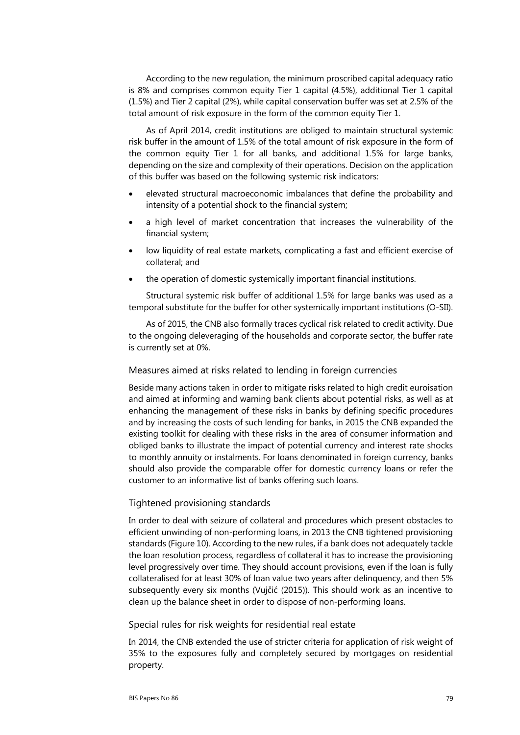According to the new regulation, the minimum proscribed capital adequacy ratio is 8% and comprises common equity Tier 1 capital (4.5%), additional Tier 1 capital (1.5%) and Tier 2 capital (2%), while capital conservation buffer was set at 2.5% of the total amount of risk exposure in the form of the common equity Tier 1.

As of April 2014, credit institutions are obliged to maintain structural systemic risk buffer in the amount of 1.5% of the total amount of risk exposure in the form of the common equity Tier 1 for all banks, and additional 1.5% for large banks, depending on the size and complexity of their operations. Decision on the application of this buffer was based on the following systemic risk indicators:

- elevated structural macroeconomic imbalances that define the probability and intensity of a potential shock to the financial system;
- a high level of market concentration that increases the vulnerability of the financial system;
- low liquidity of real estate markets, complicating a fast and efficient exercise of collateral; and
- the operation of domestic systemically important financial institutions.

Structural systemic risk buffer of additional 1.5% for large banks was used as a temporal substitute for the buffer for other systemically important institutions (O-SII).

As of 2015, the CNB also formally traces cyclical risk related to credit activity. Due to the ongoing deleveraging of the households and corporate sector, the buffer rate is currently set at 0%.

### Measures aimed at risks related to lending in foreign currencies

Beside many actions taken in order to mitigate risks related to high credit euroisation and aimed at informing and warning bank clients about potential risks, as well as at enhancing the management of these risks in banks by defining specific procedures and by increasing the costs of such lending for banks, in 2015 the CNB expanded the existing toolkit for dealing with these risks in the area of consumer information and obliged banks to illustrate the impact of potential currency and interest rate shocks to monthly annuity or instalments. For loans denominated in foreign currency, banks should also provide the comparable offer for domestic currency loans or refer the customer to an informative list of banks offering such loans.

### Tightened provisioning standards

In order to deal with seizure of collateral and procedures which present obstacles to efficient unwinding of non-performing loans, in 2013 the CNB tightened provisioning standards (Figure 10). According to the new rules, if a bank does not adequately tackle the loan resolution process, regardless of collateral it has to increase the provisioning level progressively over time. They should account provisions, even if the loan is fully collateralised for at least 30% of loan value two years after delinquency, and then 5% subsequently every six months (Vujčić (2015)). This should work as an incentive to clean up the balance sheet in order to dispose of non-performing loans.

### Special rules for risk weights for residential real estate

In 2014, the CNB extended the use of stricter criteria for application of risk weight of 35% to the exposures fully and completely secured by mortgages on residential property.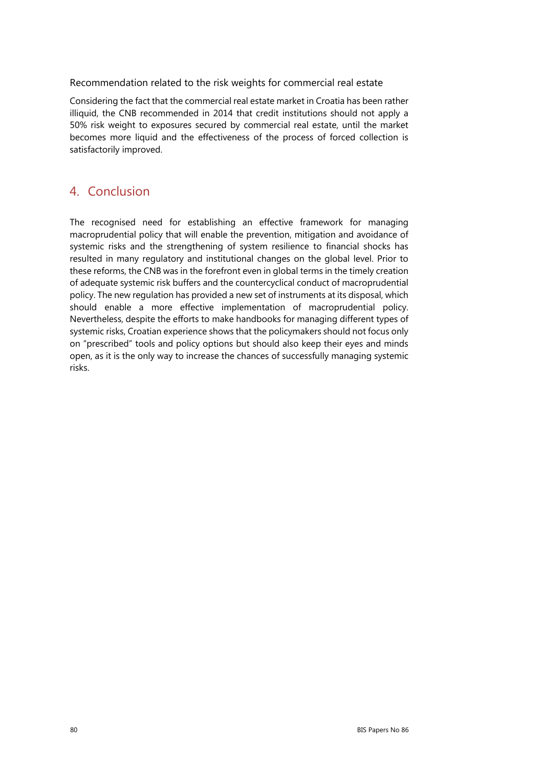### Recommendation related to the risk weights for commercial real estate

Considering the fact that the commercial real estate market in Croatia has been rather illiquid, the CNB recommended in 2014 that credit institutions should not apply a 50% risk weight to exposures secured by commercial real estate, until the market becomes more liquid and the effectiveness of the process of forced collection is satisfactorily improved.

## 4. Conclusion

The recognised need for establishing an effective framework for managing macroprudential policy that will enable the prevention, mitigation and avoidance of systemic risks and the strengthening of system resilience to financial shocks has resulted in many regulatory and institutional changes on the global level. Prior to these reforms, the CNB was in the forefront even in global terms in the timely creation of adequate systemic risk buffers and the countercyclical conduct of macroprudential policy. The new regulation has provided a new set of instruments at its disposal, which should enable a more effective implementation of macroprudential policy. Nevertheless, despite the efforts to make handbooks for managing different types of systemic risks, Croatian experience shows that the policymakers should not focus only on "prescribed" tools and policy options but should also keep their eyes and minds open, as it is the only way to increase the chances of successfully managing systemic risks.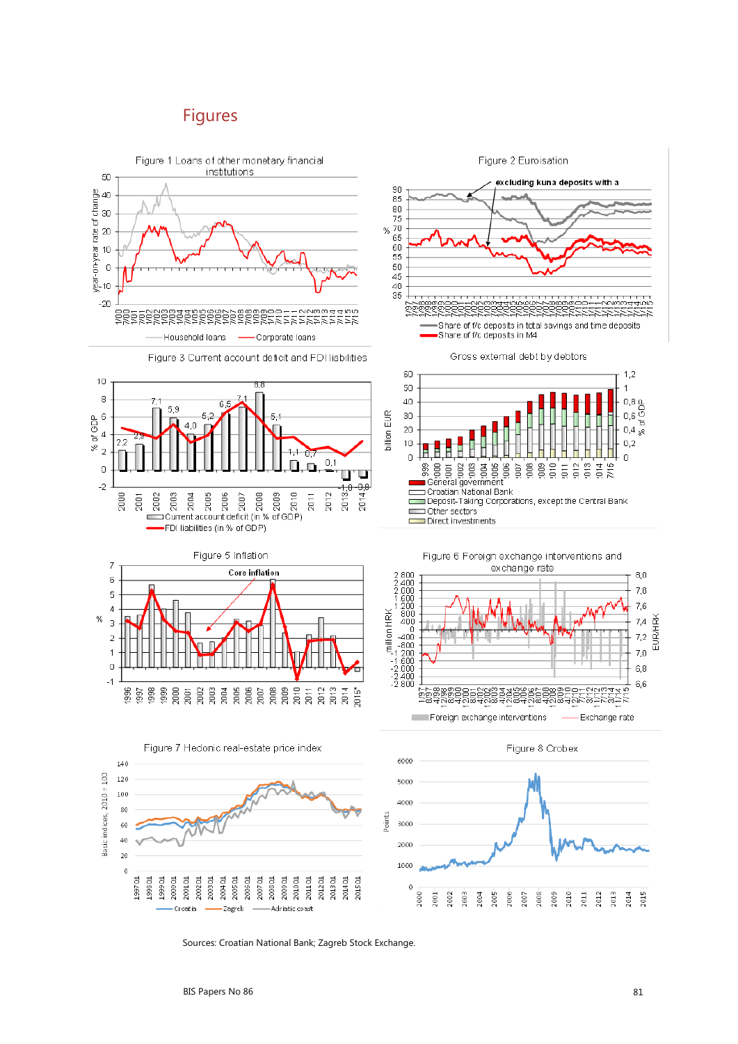# Figures

Figure 1 Loans of other monetary financial institutions

Figure 2 Euroisation

Figure 3 Current account deficit and FDI liabilities

Gross external debt by debtors

Figure 5 Inflation

Figure 6 Foreign exchange interventions and exchange rate

Figure 7 Hedonic real-estate price index

Figure 8 Crobex

Sources: Croatian National Bank; Zagreb Stock Exchange.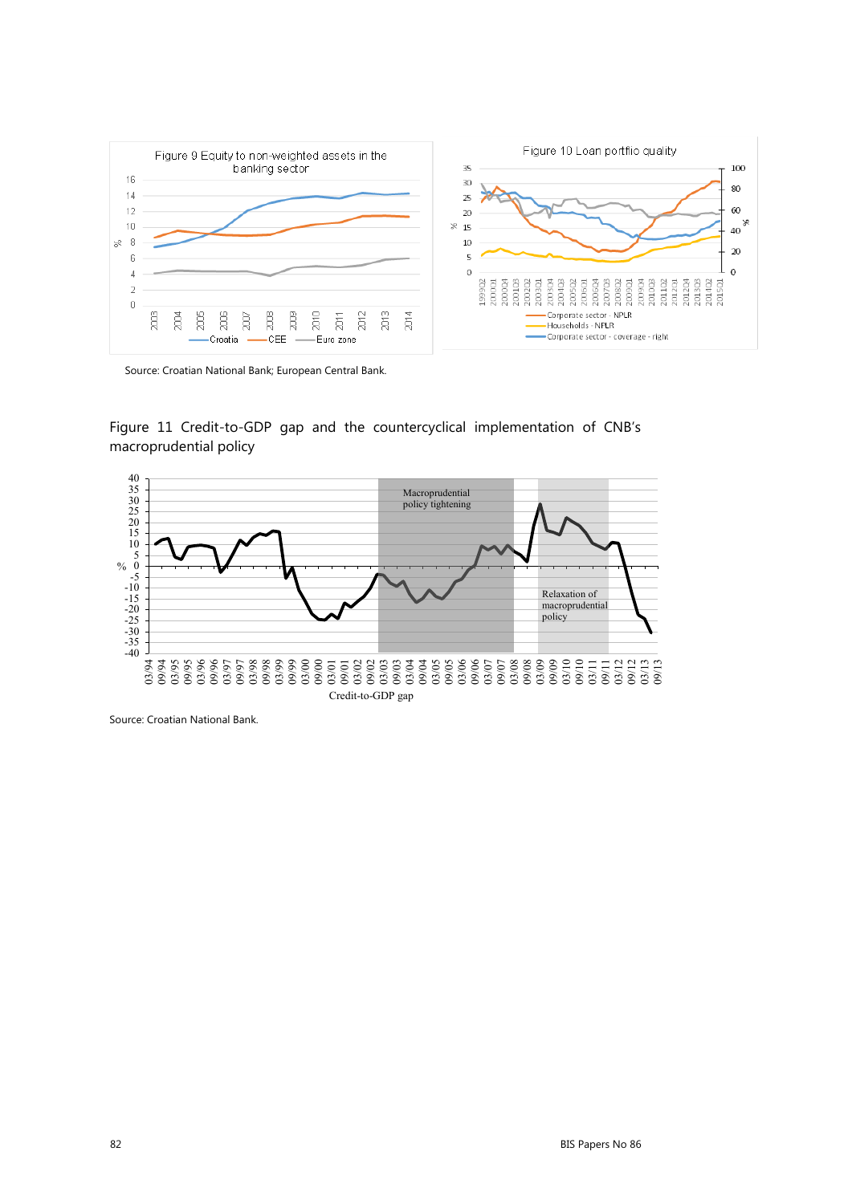Figure 9 Equity to non-weighted assets in the banking sector

Figure 10 Loan portfolio quality

Source: Croatian National Bank; European Central Bank.

Figure 11 Credit-to-GDP gap and the countercyclical implementation of CNB's macroprudential policy

Source: Croatian National Bank.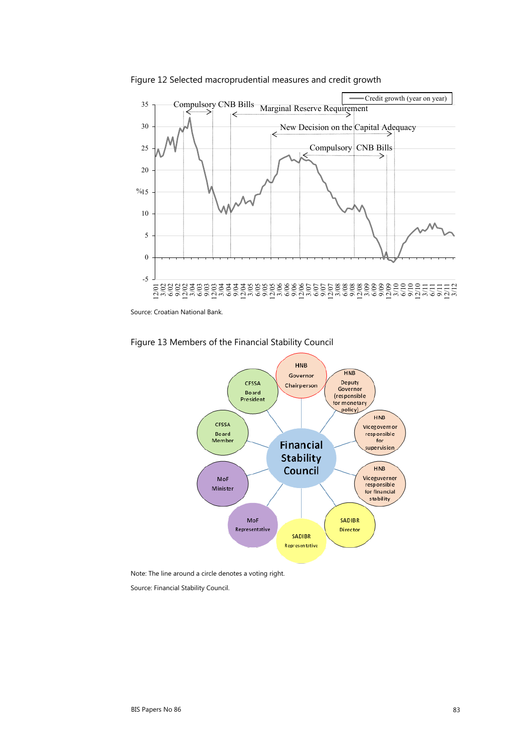Figure 12 Selected macroprudential measures and credit growth

Source: Croatian National Bank.

Figure 13 Members of the Financial Stability Council

Note: The line around a circle denotes a voting right.

Source: Financial Stability Council.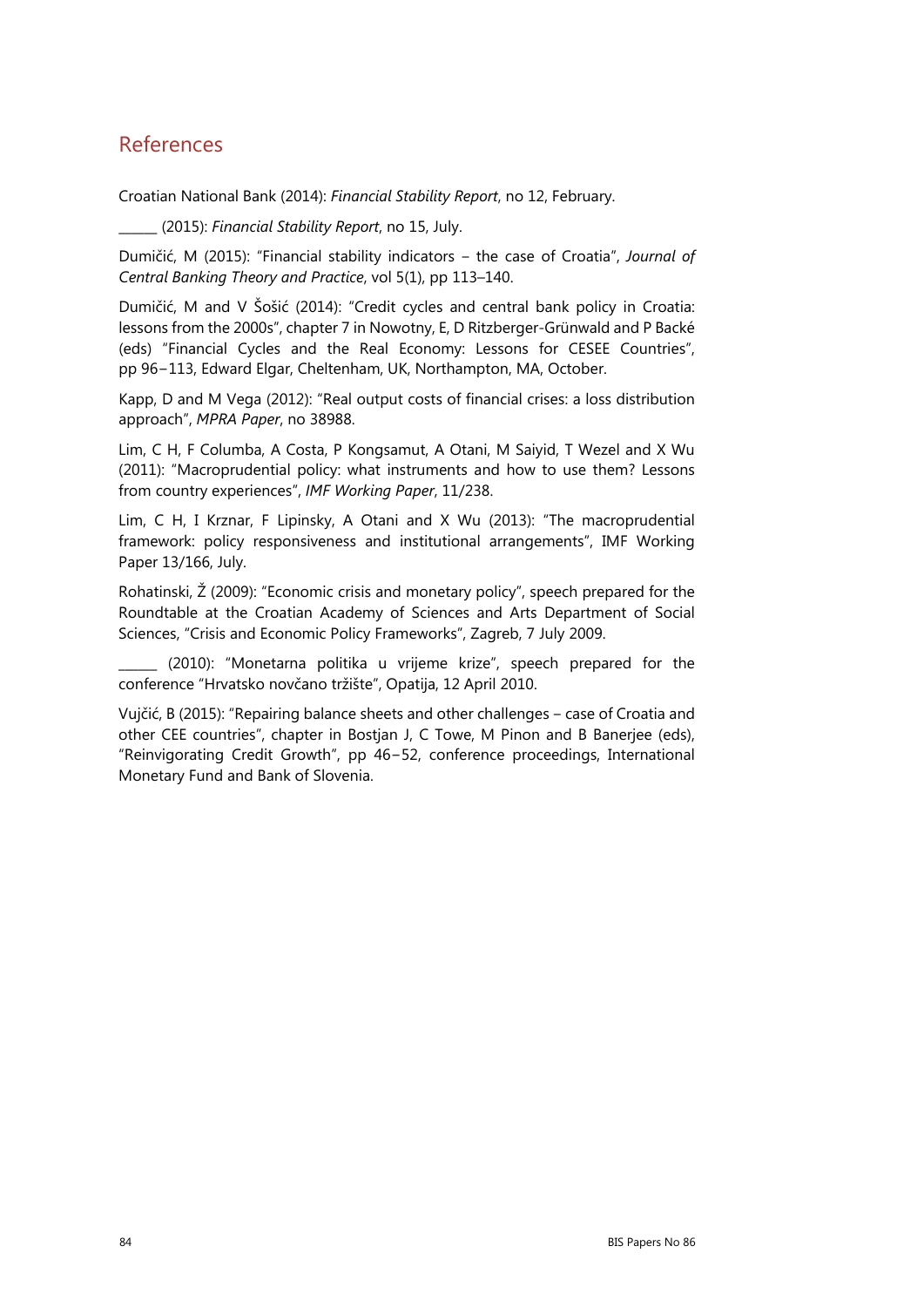## References

Croatian National Bank (2014): *Financial Stability Report*, no 12, February.

______ (2015): *Financial Stability Report*, no 15, July.

Dumičić, M (2015): "Financial stability indicators – the case of Croatia", *Journal of Central Banking Theory and Practice*, vol 5(1), pp 113–140.

Dumičić, M and V Šošić (2014): "Credit cycles and central bank policy in Croatia: lessons from the 2000s", chapter 7 in Nowotny, E, D Ritzberger-Grünwald and P Backé (eds) "Financial Cycles and the Real Economy: Lessons for CESEE Countries", pp 96–113, Edward Elgar, Cheltenham, UK, Northampton, MA, October.

Kapp, D and M Vega (2012): "Real output costs of financial crises: a loss distribution approach", *MPRA Paper*, no 38988.

Lim, C H, F Columba, A Costa, P Kongsamut, A Otani, M Saiyid, T Wezel and X Wu (2011): "Macroprudential policy: what instruments and how to use them? Lessons from country experiences", *IMF Working Paper*, 11/238.

Lim, C H, I Krznar, F Lipinsky, A Otani and X Wu (2013): "The macroprudential framework: policy responsiveness and institutional arrangements", IMF Working Paper 13/166, July.

Rohatinski, Ž (2009): "Economic crisis and monetary policy", speech prepared for the Roundtable at the Croatian Academy of Sciences and Arts Department of Social Sciences, "Crisis and Economic Policy Frameworks", Zagreb, 7 July 2009.

______ (2010): "Monetarna politika u vrijeme krize", speech prepared for the conference "Hrvatsko novčano tržište", Opatija, 12 April 2010.

Vujčić, B (2015): "Repairing balance sheets and other challenges – case of Croatia and other CEE countries", chapter in Bostjan J, C Towe, M Pinon and B Banerjee (eds), "Reinvigorating Credit Growth", pp 46–52, conference proceedings, International Monetary Fund and Bank of Slovenia.